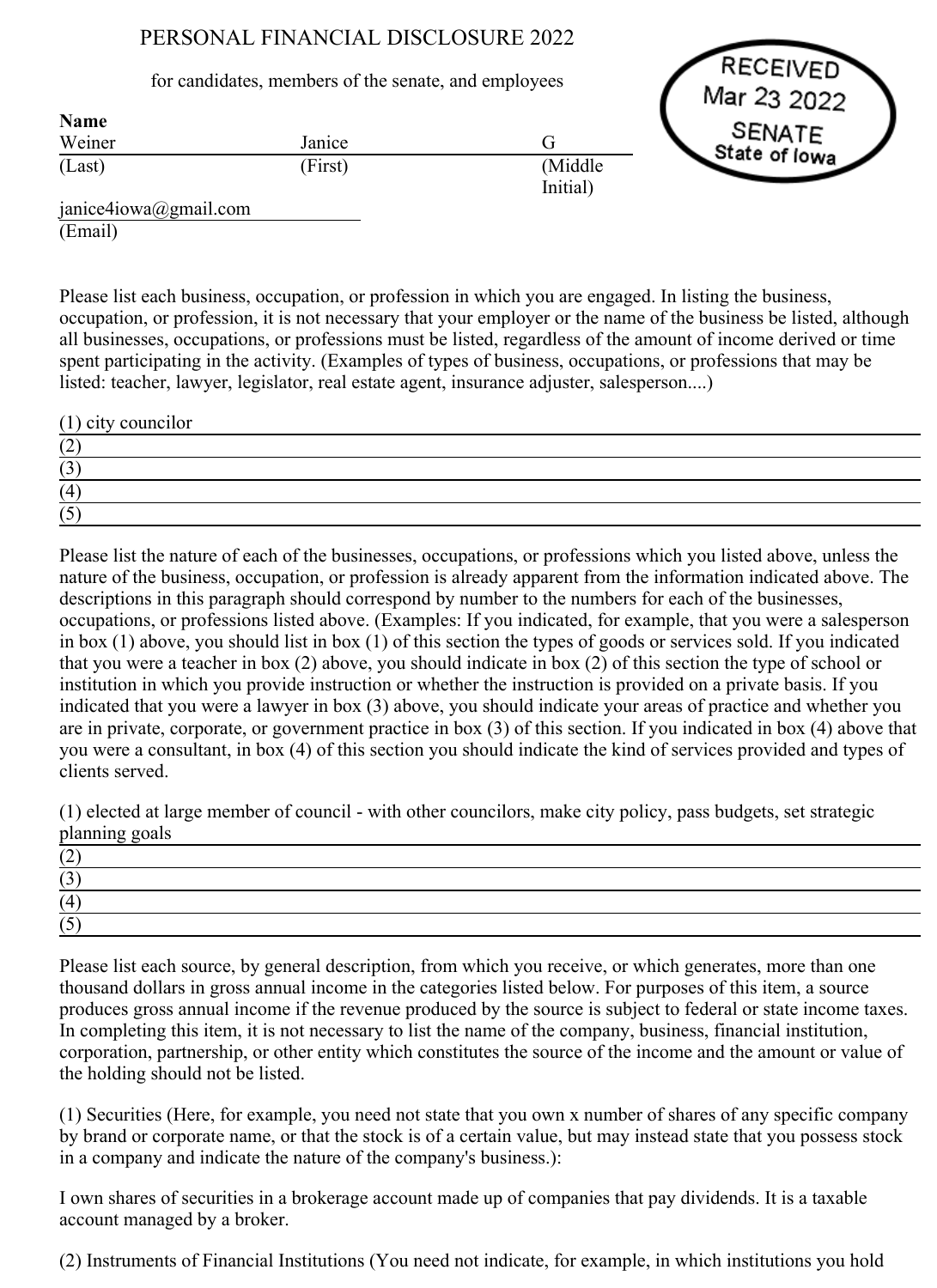# PERSONAL FINANCIAL DISCLOSURE 2022

for candidates, members of the senate, and employees

RECEIVED
Mar 23 2022
SENATE
State of Iowa

**Name**

| Weiner | Janice | G |
|---|---|---|
| (Last) | (First) | (Middle Initial) |

janice4iowa@gmail.com
(Email)

Please list each business, occupation, or profession in which you are engaged. In listing the business, occupation, or profession, it is not necessary that your employer or the name of the business be listed, although all businesses, occupations, or professions must be listed, regardless of the amount of income derived or time spent participating in the activity. (Examples of types of business, occupations, or professions that may be listed: teacher, lawyer, legislator, real estate agent, insurance adjuster, salesperson....)

(1) city councilor
(2)
(3)
(4)
(5)

Please list the nature of each of the businesses, occupations, or professions which you listed above, unless the nature of the business, occupation, or profession is already apparent from the information indicated above. The descriptions in this paragraph should correspond by number to the numbers for each of the businesses, occupations, or professions listed above. (Examples: If you indicated, for example, that you were a salesperson in box (1) above, you should list in box (1) of this section the types of goods or services sold. If you indicated that you were a teacher in box (2) above, you should indicate in box (2) of this section the type of school or institution in which you provide instruction or whether the instruction is provided on a private basis. If you indicated that you were a lawyer in box (3) above, you should indicate your areas of practice and whether you are in private, corporate, or government practice in box (3) of this section. If you indicated in box (4) above that you were a consultant, in box (4) of this section you should indicate the kind of services provided and types of clients served.

(1) elected at large member of council - with other councilors, make city policy, pass budgets, set strategic planning goals
(2)
(3)
(4)
(5)

Please list each source, by general description, from which you receive, or which generates, more than one thousand dollars in gross annual income in the categories listed below. For purposes of this item, a source produces gross annual income if the revenue produced by the source is subject to federal or state income taxes. In completing this item, it is not necessary to list the name of the company, business, financial institution, corporation, partnership, or other entity which constitutes the source of the income and the amount or value of the holding should not be listed.

(1) Securities (Here, for example, you need not state that you own x number of shares of any specific company by brand or corporate name, or that the stock is of a certain value, but may instead state that you possess stock in a company and indicate the nature of the company's business.):

I own shares of securities in a brokerage account made up of companies that pay dividends. It is a taxable account managed by a broker.

(2) Instruments of Financial Institutions (You need not indicate, for example, in which institutions you hold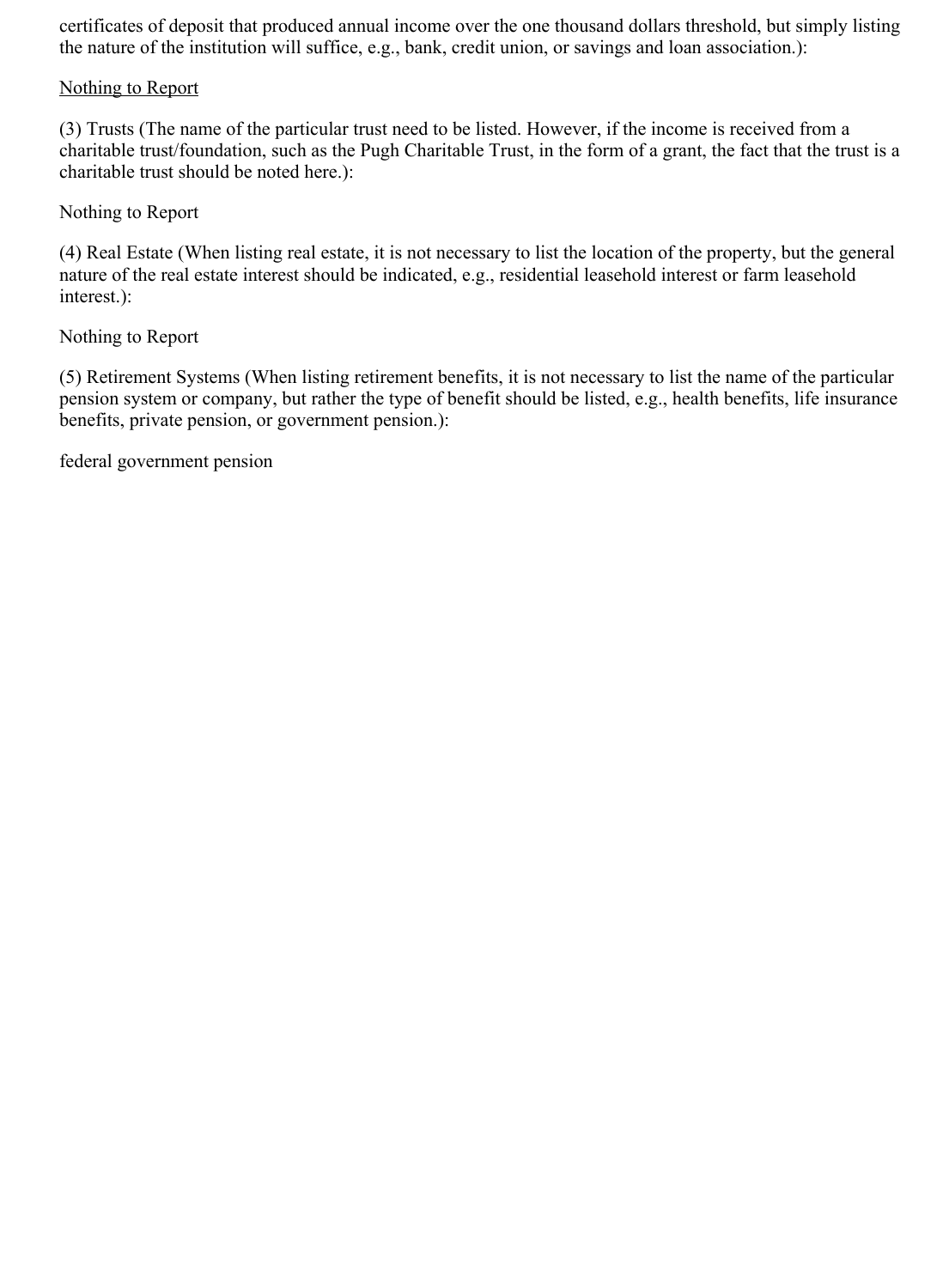certificates of deposit that produced annual income over the one thousand dollars threshold, but simply listing the nature of the institution will suffice, e.g., bank, credit union, or savings and loan association.):

<u>Nothing to Report</u>

(3) Trusts (The name of the particular trust need to be listed. However, if the income is received from a charitable trust/foundation, such as the Pugh Charitable Trust, in the form of a grant, the fact that the trust is a charitable trust should be noted here.):

Nothing to Report

(4) Real Estate (When listing real estate, it is not necessary to list the location of the property, but the general nature of the real estate interest should be indicated, e.g., residential leasehold interest or farm leasehold interest.):

Nothing to Report

(5) Retirement Systems (When listing retirement benefits, it is not necessary to list the name of the particular pension system or company, but rather the type of benefit should be listed, e.g., health benefits, life insurance benefits, private pension, or government pension.):

federal government pension